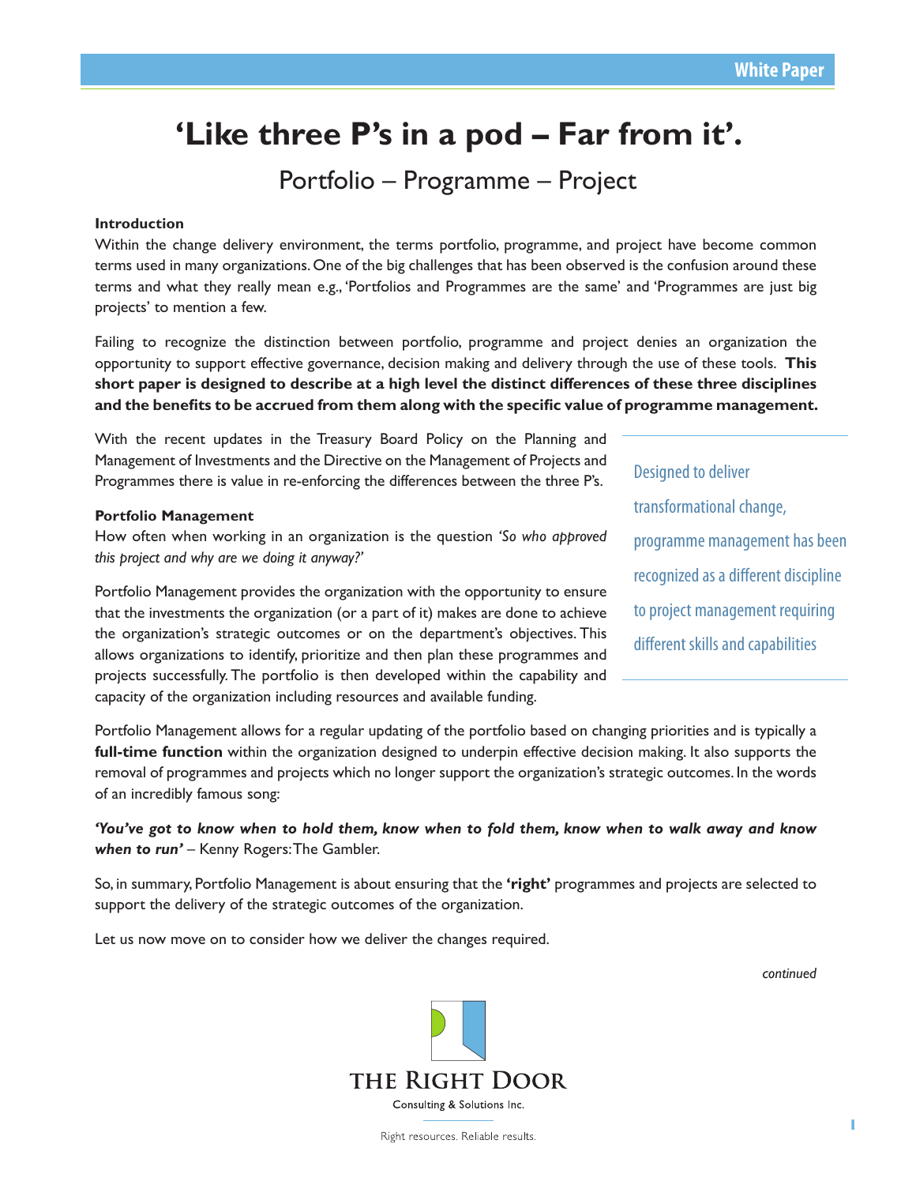White Paper

# 'Like three P's in a pod – Far from it'.

## Portfolio – Programme – Project

**Introduction**

Within the change delivery environment, the terms portfolio, programme, and project have become common terms used in many organizations. One of the big challenges that has been observed is the confusion around these terms and what they really mean e.g., 'Portfolios and Programmes are the same' and 'Programmes are just big projects' to mention a few.

Failing to recognize the distinction between portfolio, programme and project denies an organization the opportunity to support effective governance, decision making and delivery through the use of these tools. **This short paper is designed to describe at a high level the distinct differences of these three disciplines and the benefits to be accrued from them along with the specific value of programme management.**

With the recent updates in the Treasury Board Policy on the Planning and Management of Investments and the Directive on the Management of Projects and Programmes there is value in re-enforcing the differences between the three P's.

Designed to deliver transformational change, programme management has been recognized as a different discipline to project management requiring different skills and capabilities

**Portfolio Management**

How often when working in an organization is the question *'So who approved this project and why are we doing it anyway?'*

Portfolio Management provides the organization with the opportunity to ensure that the investments the organization (or a part of it) makes are done to achieve the organization's strategic outcomes or on the department's objectives. This allows organizations to identify, prioritize and then plan these programmes and projects successfully. The portfolio is then developed within the capability and capacity of the organization including resources and available funding.

Portfolio Management allows for a regular updating of the portfolio based on changing priorities and is typically a **full-time function** within the organization designed to underpin effective decision making. It also supports the removal of programmes and projects which no longer support the organization's strategic outcomes. In the words of an incredibly famous song:

***'You've got to know when to hold them, know when to fold them, know when to walk away and know when to run'*** – Kenny Rogers: The Gambler.

So, in summary, Portfolio Management is about ensuring that the **'right'** programmes and projects are selected to support the delivery of the strategic outcomes of the organization.

Let us now move on to consider how we deliver the changes required.

*continued*

THE RIGHT DOOR
Consulting & Solutions Inc.

Right resources. Reliable results.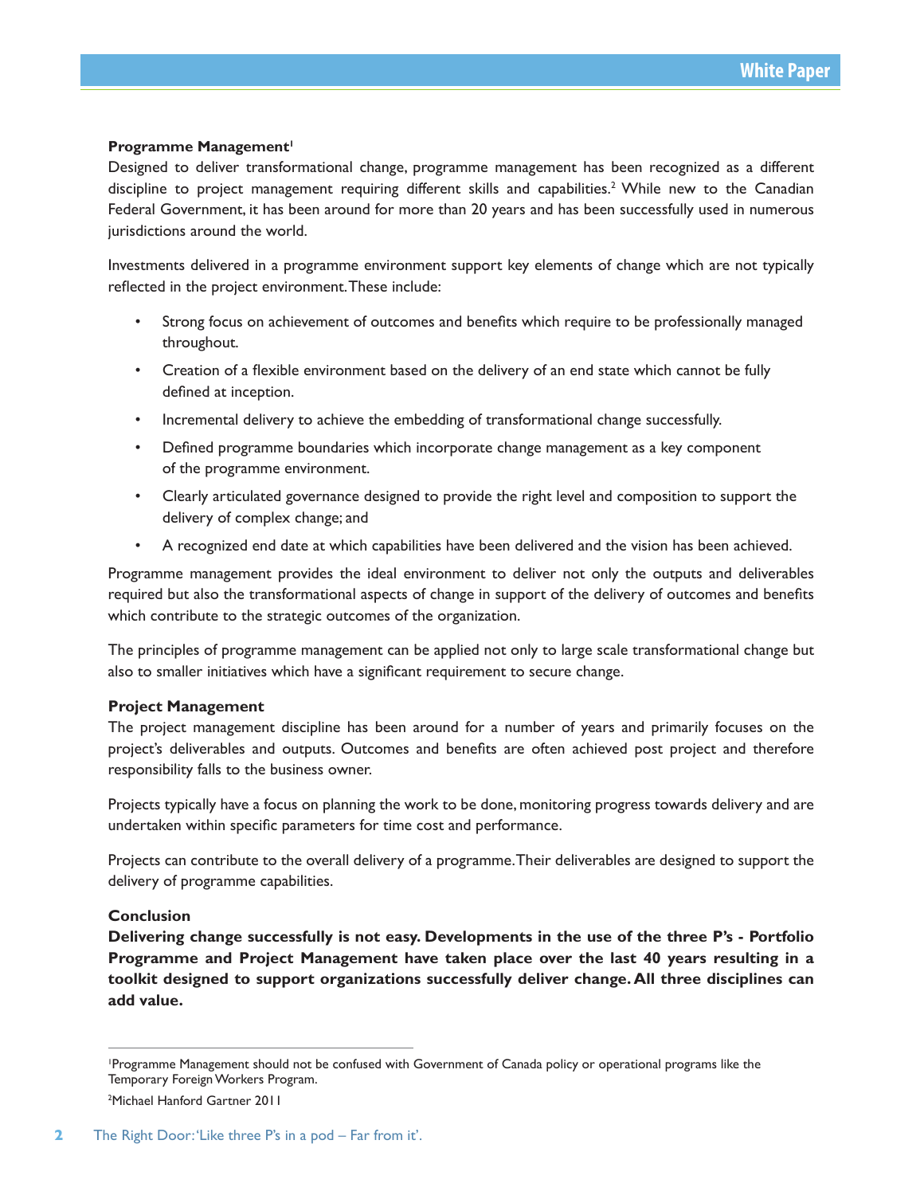**Programme Management**[1]

Designed to deliver transformational change, programme management has been recognized as a different discipline to project management requiring different skills and capabilities.[2] While new to the Canadian Federal Government, it has been around for more than 20 years and has been successfully used in numerous jurisdictions around the world.

Investments delivered in a programme environment support key elements of change which are not typically reflected in the project environment. These include:

- Strong focus on achievement of outcomes and benefits which require to be professionally managed throughout.
- Creation of a flexible environment based on the delivery of an end state which cannot be fully defined at inception.
- Incremental delivery to achieve the embedding of transformational change successfully.
- Defined programme boundaries which incorporate change management as a key component of the programme environment.
- Clearly articulated governance designed to provide the right level and composition to support the delivery of complex change; and
- A recognized end date at which capabilities have been delivered and the vision has been achieved.

Programme management provides the ideal environment to deliver not only the outputs and deliverables required but also the transformational aspects of change in support of the delivery of outcomes and benefits which contribute to the strategic outcomes of the organization.

The principles of programme management can be applied not only to large scale transformational change but also to smaller initiatives which have a significant requirement to secure change.

**Project Management**

The project management discipline has been around for a number of years and primarily focuses on the project's deliverables and outputs. Outcomes and benefits are often achieved post project and therefore responsibility falls to the business owner.

Projects typically have a focus on planning the work to be done, monitoring progress towards delivery and are undertaken within specific parameters for time cost and performance.

Projects can contribute to the overall delivery of a programme. Their deliverables are designed to support the delivery of programme capabilities.

**Conclusion**

**Delivering change successfully is not easy. Developments in the use of the three P's - Portfolio Programme and Project Management have taken place over the last 40 years resulting in a toolkit designed to support organizations successfully deliver change. All three disciplines can add value.**

---

[1]Programme Management should not be confused with Government of Canada policy or operational programs like the Temporary Foreign Workers Program.

[2]Michael Hanford Gartner 2011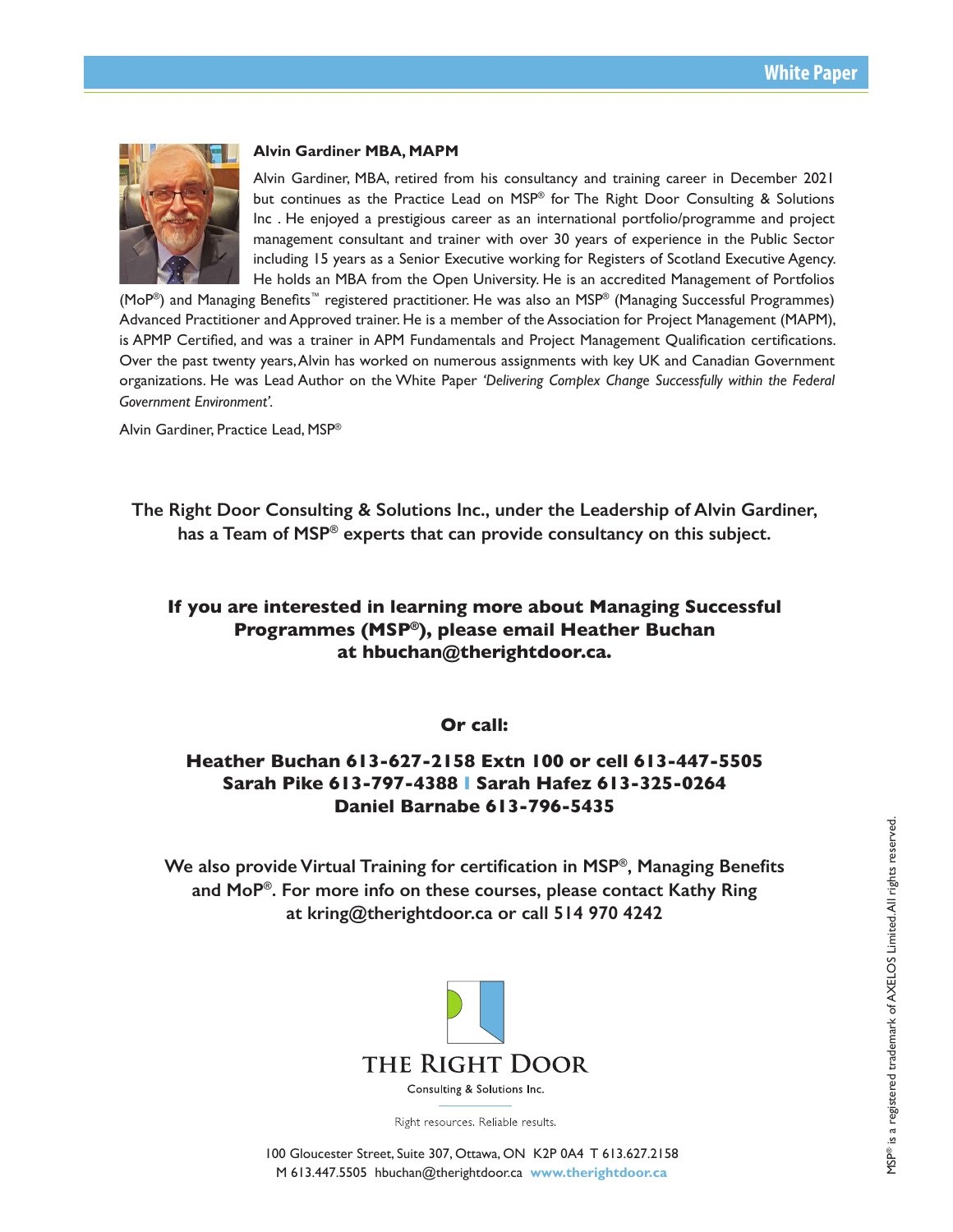**Alvin Gardiner MBA, MAPM**

Alvin Gardiner, MBA, retired from his consultancy and training career in December 2021 but continues as the Practice Lead on MSP® for The Right Door Consulting & Solutions Inc . He enjoyed a prestigious career as an international portfolio/programme and project management consultant and trainer with over 30 years of experience in the Public Sector including 15 years as a Senior Executive working for Registers of Scotland Executive Agency. He holds an MBA from the Open University. He is an accredited Management of Portfolios (MoP®) and Managing Benefits™ registered practitioner. He was also an MSP® (Managing Successful Programmes) Advanced Practitioner and Approved trainer. He is a member of the Association for Project Management (MAPM), is APMP Certified, and was a trainer in APM Fundamentals and Project Management Qualification certifications. Over the past twenty years, Alvin has worked on numerous assignments with key UK and Canadian Government organizations. He was Lead Author on the White Paper *'Delivering Complex Change Successfully within the Federal Government Environment'*.

Alvin Gardiner, Practice Lead, MSP®

**The Right Door Consulting & Solutions Inc., under the Leadership of Alvin Gardiner, has a Team of MSP® experts that can provide consultancy on this subject.**

**If you are interested in learning more about Managing Successful Programmes (MSP®), please email Heather Buchan at hbuchan@therightdoor.ca.**

**Or call:**

**Heather Buchan 613-627-2158 Extn 100 or cell 613-447-5505**
**Sarah Pike 613-797-4388 | Sarah Hafez 613-325-0264**
**Daniel Barnabe 613-796-5435**

**We also provide Virtual Training for certification in MSP®, Managing Benefits and MoP®. For more info on these courses, please contact Kathy Ring at kring@therightdoor.ca or call 514 970 4242**

THE RIGHT DOOR
Consulting & Solutions Inc.

Right resources. Reliable results.

100 Gloucester Street, Suite 307, Ottawa, ON K2P 0A4 T 613.627.2158
M 613.447.5505 hbuchan@therightdoor.ca **www.therightdoor.ca**

MSP® is a registered trademark of AXELOS Limited. All rights reserved.